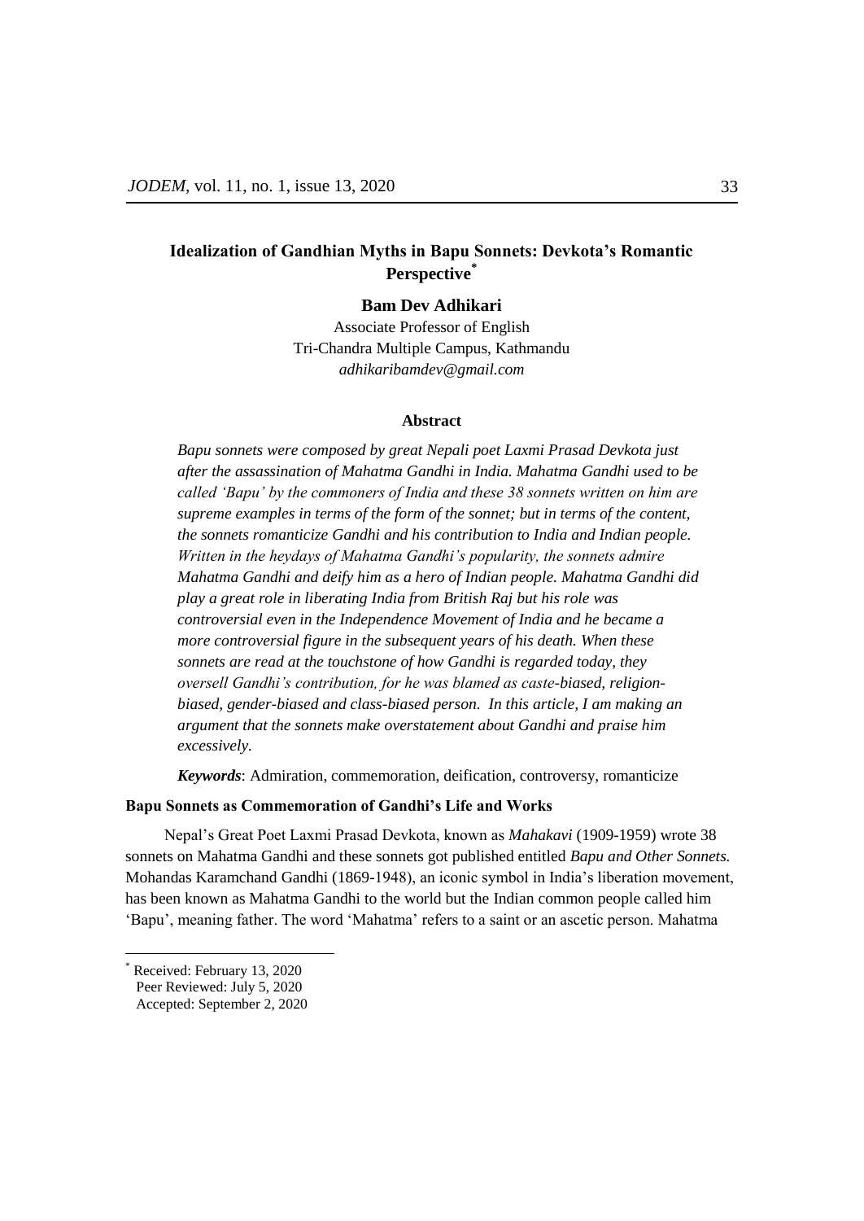# Idealization of Gandhian Myths in Bapu Sonnets: Devkota's Romantic Perspective*

**Bam Dev Adhikari**

Associate Professor of English
Tri-Chandra Multiple Campus, Kathmandu
*adhikaribamdev@gmail.com*

### Abstract

*Bapu sonnets were composed by great Nepali poet Laxmi Prasad Devkota just after the assassination of Mahatma Gandhi in India. Mahatma Gandhi used to be called 'Bapu' by the commoners of India and these 38 sonnets written on him are supreme examples in terms of the form of the sonnet; but in terms of the content, the sonnets romanticize Gandhi and his contribution to India and Indian people. Written in the heydays of Mahatma Gandhi's popularity, the sonnets admire Mahatma Gandhi and deify him as a hero of Indian people. Mahatma Gandhi did play a great role in liberating India from British Raj but his role was controversial even in the Independence Movement of India and he became a more controversial figure in the subsequent years of his death. When these sonnets are read at the touchstone of how Gandhi is regarded today, they oversell Gandhi's contribution, for he was blamed as caste-biased, religion-biased, gender-biased and class-biased person. In this article, I am making an argument that the sonnets make overstatement about Gandhi and praise him excessively.*

***Keywords***: Admiration, commemoration, deification, controversy, romanticize

### Bapu Sonnets as Commemoration of Gandhi's Life and Works

Nepal's Great Poet Laxmi Prasad Devkota, known as *Mahakavi* (1909-1959) wrote 38 sonnets on Mahatma Gandhi and these sonnets got published entitled *Bapu and Other Sonnets.* Mohandas Karamchand Gandhi (1869-1948), an iconic symbol in India's liberation movement, has been known as Mahatma Gandhi to the world but the Indian common people called him 'Bapu', meaning father. The word 'Mahatma' refers to a saint or an ascetic person. Mahatma

---

* Received: February 13, 2020
Peer Reviewed: July 5, 2020
Accepted: September 2, 2020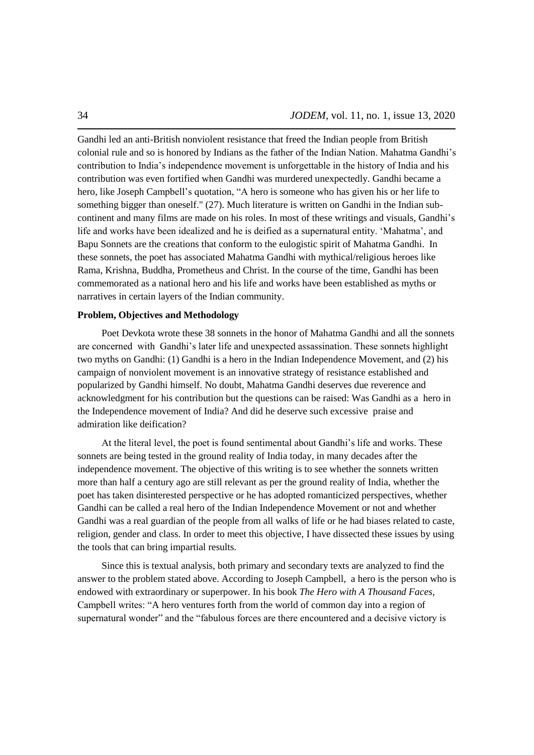Gandhi led an anti-British nonviolent resistance that freed the Indian people from British colonial rule and so is honored by Indians as the father of the Indian Nation. Mahatma Gandhi's contribution to India's independence movement is unforgettable in the history of India and his contribution was even fortified when Gandhi was murdered unexpectedly. Gandhi became a hero, like Joseph Campbell's quotation, "A hero is someone who has given his or her life to something bigger than oneself." (27). Much literature is written on Gandhi in the Indian sub-continent and many films are made on his roles. In most of these writings and visuals, Gandhi's life and works have been idealized and he is deified as a supernatural entity. 'Mahatma', and Bapu Sonnets are the creations that conform to the eulogistic spirit of Mahatma Gandhi. In these sonnets, the poet has associated Mahatma Gandhi with mythical/religious heroes like Rama, Krishna, Buddha, Prometheus and Christ. In the course of the time, Gandhi has been commemorated as a national hero and his life and works have been established as myths or narratives in certain layers of the Indian community.

**Problem, Objectives and Methodology**

Poet Devkota wrote these 38 sonnets in the honor of Mahatma Gandhi and all the sonnets are concerned with Gandhi's later life and unexpected assassination. These sonnets highlight two myths on Gandhi: (1) Gandhi is a hero in the Indian Independence Movement, and (2) his campaign of nonviolent movement is an innovative strategy of resistance established and popularized by Gandhi himself. No doubt, Mahatma Gandhi deserves due reverence and acknowledgment for his contribution but the questions can be raised: Was Gandhi as a hero in the Independence movement of India? And did he deserve such excessive praise and admiration like deification?

At the literal level, the poet is found sentimental about Gandhi's life and works. These sonnets are being tested in the ground reality of India today, in many decades after the independence movement. The objective of this writing is to see whether the sonnets written more than half a century ago are still relevant as per the ground reality of India, whether the poet has taken disinterested perspective or he has adopted romanticized perspectives, whether Gandhi can be called a real hero of the Indian Independence Movement or not and whether Gandhi was a real guardian of the people from all walks of life or he had biases related to caste, religion, gender and class. In order to meet this objective, I have dissected these issues by using the tools that can bring impartial results.

Since this is textual analysis, both primary and secondary texts are analyzed to find the answer to the problem stated above. According to Joseph Campbell, a hero is the person who is endowed with extraordinary or superpower. In his book *The Hero with A Thousand Faces*, Campbell writes: "A hero ventures forth from the world of common day into a region of supernatural wonder" and the "fabulous forces are there encountered and a decisive victory is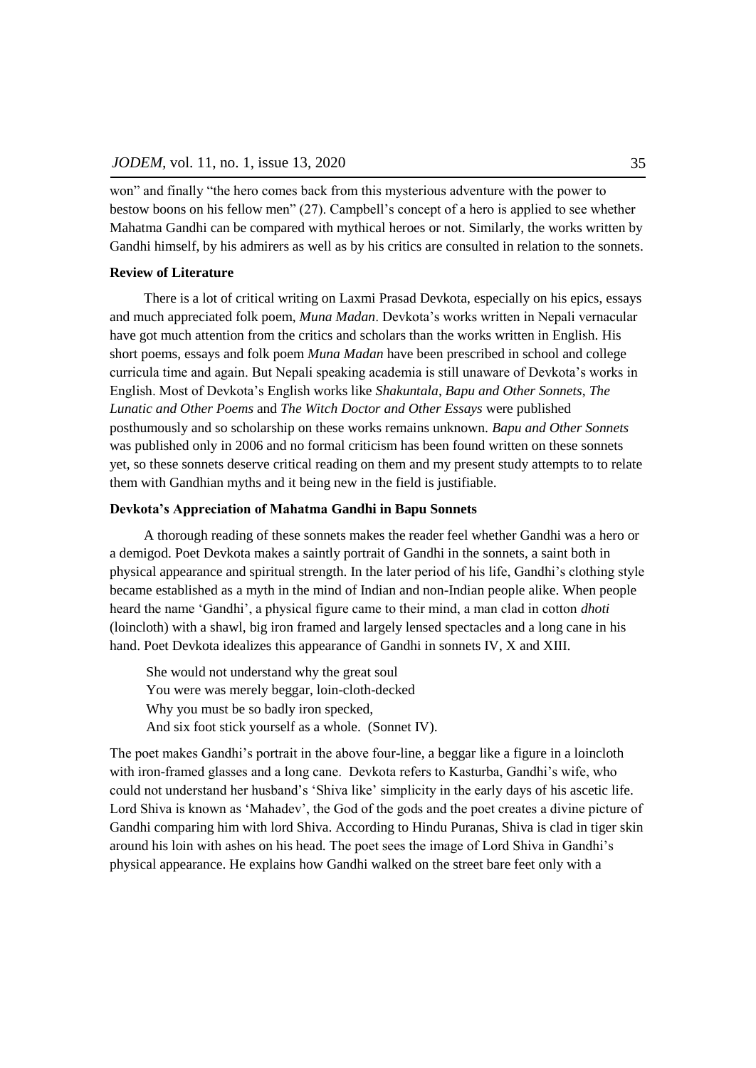won" and finally "the hero comes back from this mysterious adventure with the power to bestow boons on his fellow men" (27). Campbell's concept of a hero is applied to see whether Mahatma Gandhi can be compared with mythical heroes or not. Similarly, the works written by Gandhi himself, by his admirers as well as by his critics are consulted in relation to the sonnets.

**Review of Literature**

There is a lot of critical writing on Laxmi Prasad Devkota, especially on his epics, essays and much appreciated folk poem, *Muna Madan*. Devkota's works written in Nepali vernacular have got much attention from the critics and scholars than the works written in English. His short poems, essays and folk poem *Muna Madan* have been prescribed in school and college curricula time and again. But Nepali speaking academia is still unaware of Devkota's works in English. Most of Devkota's English works like *Shakuntala*, *Bapu and Other Sonnets*, *The Lunatic and Other Poems* and *The Witch Doctor and Other Essays* were published posthumously and so scholarship on these works remains unknown. *Bapu and Other Sonnets* was published only in 2006 and no formal criticism has been found written on these sonnets yet, so these sonnets deserve critical reading on them and my present study attempts to to relate them with Gandhian myths and it being new in the field is justifiable.

**Devkota's Appreciation of Mahatma Gandhi in Bapu Sonnets**

A thorough reading of these sonnets makes the reader feel whether Gandhi was a hero or a demigod. Poet Devkota makes a saintly portrait of Gandhi in the sonnets, a saint both in physical appearance and spiritual strength. In the later period of his life, Gandhi's clothing style became established as a myth in the mind of Indian and non-Indian people alike. When people heard the name 'Gandhi', a physical figure came to their mind, a man clad in cotton *dhoti* (loincloth) with a shawl, big iron framed and largely lensed spectacles and a long cane in his hand. Poet Devkota idealizes this appearance of Gandhi in sonnets IV, X and XIII.

> She would not understand why the great soul
> You were was merely beggar, loin-cloth-decked
> Why you must be so badly iron specked,
> And six foot stick yourself as a whole. (Sonnet IV).

The poet makes Gandhi's portrait in the above four-line, a beggar like a figure in a loincloth with iron-framed glasses and a long cane. Devkota refers to Kasturba, Gandhi's wife, who could not understand her husband's 'Shiva like' simplicity in the early days of his ascetic life. Lord Shiva is known as 'Mahadev', the God of the gods and the poet creates a divine picture of Gandhi comparing him with lord Shiva. According to Hindu Puranas, Shiva is clad in tiger skin around his loin with ashes on his head. The poet sees the image of Lord Shiva in Gandhi's physical appearance. He explains how Gandhi walked on the street bare feet only with a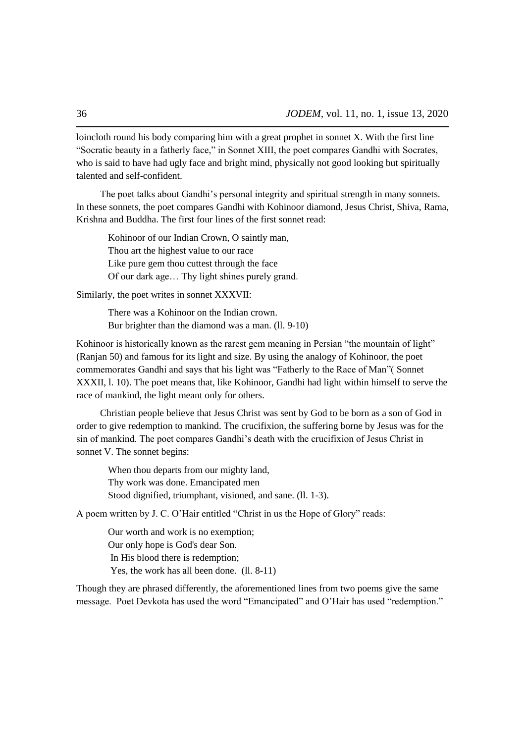loincloth round his body comparing him with a great prophet in sonnet X. With the first line "Socratic beauty in a fatherly face," in Sonnet XIII, the poet compares Gandhi with Socrates, who is said to have had ugly face and bright mind, physically not good looking but spiritually talented and self-confident.

The poet talks about Gandhi's personal integrity and spiritual strength in many sonnets. In these sonnets, the poet compares Gandhi with Kohinoor diamond, Jesus Christ, Shiva, Rama, Krishna and Buddha. The first four lines of the first sonnet read:

> Kohinoor of our Indian Crown, O saintly man,
> Thou art the highest value to our race
> Like pure gem thou cuttest through the face
> Of our dark age… Thy light shines purely grand.

Similarly, the poet writes in sonnet XXXVII:

> There was a Kohinoor on the Indian crown.
> Bur brighter than the diamond was a man. (ll. 9-10)

Kohinoor is historically known as the rarest gem meaning in Persian "the mountain of light" (Ranjan 50) and famous for its light and size. By using the analogy of Kohinoor, the poet commemorates Gandhi and says that his light was "Fatherly to the Race of Man"( Sonnet XXXII, l. 10). The poet means that, like Kohinoor, Gandhi had light within himself to serve the race of mankind, the light meant only for others.

Christian people believe that Jesus Christ was sent by God to be born as a son of God in order to give redemption to mankind. The crucifixion, the suffering borne by Jesus was for the sin of mankind. The poet compares Gandhi's death with the crucifixion of Jesus Christ in sonnet V. The sonnet begins:

> When thou departs from our mighty land,
> Thy work was done. Emancipated men
> Stood dignified, triumphant, visioned, and sane. (ll. 1-3).

A poem written by J. C. O'Hair entitled "Christ in us the Hope of Glory" reads:

> Our worth and work is no exemption;
> Our only hope is God's dear Son.
> In His blood there is redemption;
> Yes, the work has all been done. (ll. 8-11)

Though they are phrased differently, the aforementioned lines from two poems give the same message. Poet Devkota has used the word "Emancipated" and O'Hair has used "redemption."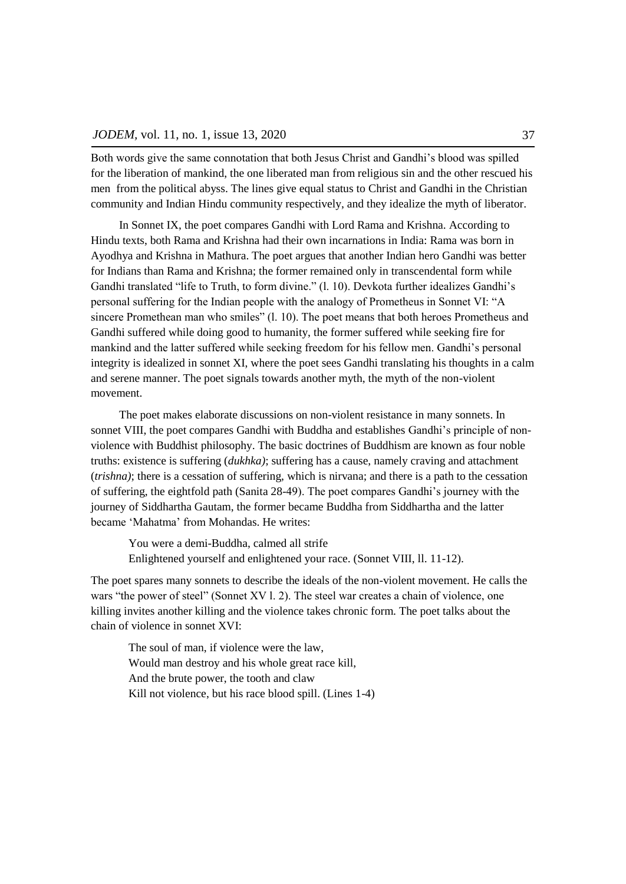Both words give the same connotation that both Jesus Christ and Gandhi's blood was spilled for the liberation of mankind, the one liberated man from religious sin and the other rescued his men from the political abyss. The lines give equal status to Christ and Gandhi in the Christian community and Indian Hindu community respectively, and they idealize the myth of liberator.

In Sonnet IX, the poet compares Gandhi with Lord Rama and Krishna. According to Hindu texts, both Rama and Krishna had their own incarnations in India: Rama was born in Ayodhya and Krishna in Mathura. The poet argues that another Indian hero Gandhi was better for Indians than Rama and Krishna; the former remained only in transcendental form while Gandhi translated "life to Truth, to form divine." (l. 10). Devkota further idealizes Gandhi's personal suffering for the Indian people with the analogy of Prometheus in Sonnet VI: "A sincere Promethean man who smiles" (l. 10). The poet means that both heroes Prometheus and Gandhi suffered while doing good to humanity, the former suffered while seeking fire for mankind and the latter suffered while seeking freedom for his fellow men. Gandhi's personal integrity is idealized in sonnet XI, where the poet sees Gandhi translating his thoughts in a calm and serene manner. The poet signals towards another myth, the myth of the non-violent movement.

The poet makes elaborate discussions on non-violent resistance in many sonnets. In sonnet VIII, the poet compares Gandhi with Buddha and establishes Gandhi's principle of non-violence with Buddhist philosophy. The basic doctrines of Buddhism are known as four noble truths: existence is suffering (*dukhka)*; suffering has a cause, namely craving and attachment (*trishna)*; there is a cessation of suffering, which is nirvana; and there is a path to the cessation of suffering, the eightfold path (Sanita 28-49). The poet compares Gandhi's journey with the journey of Siddhartha Gautam, the former became Buddha from Siddhartha and the latter became 'Mahatma' from Mohandas. He writes:

> You were a demi-Buddha, calmed all strife
> Enlightened yourself and enlightened your race. (Sonnet VIII, ll. 11-12).

The poet spares many sonnets to describe the ideals of the non-violent movement. He calls the wars "the power of steel" (Sonnet XV l. 2). The steel war creates a chain of violence, one killing invites another killing and the violence takes chronic form. The poet talks about the chain of violence in sonnet XVI:

> The soul of man, if violence were the law,
> Would man destroy and his whole great race kill,
> And the brute power, the tooth and claw
> Kill not violence, but his race blood spill. (Lines 1-4)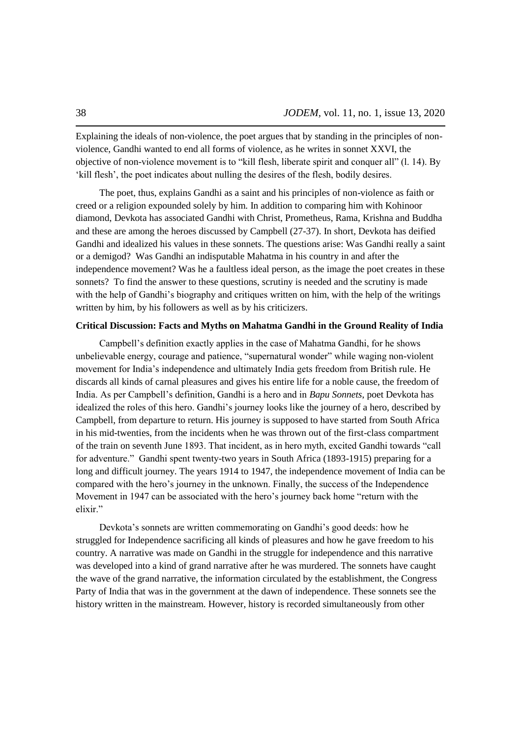Explaining the ideals of non-violence, the poet argues that by standing in the principles of non-violence, Gandhi wanted to end all forms of violence, as he writes in sonnet XXVI, the objective of non-violence movement is to "kill flesh, liberate spirit and conquer all" (l. 14). By 'kill flesh', the poet indicates about nulling the desires of the flesh, bodily desires.

The poet, thus, explains Gandhi as a saint and his principles of non-violence as faith or creed or a religion expounded solely by him. In addition to comparing him with Kohinoor diamond, Devkota has associated Gandhi with Christ, Prometheus, Rama, Krishna and Buddha and these are among the heroes discussed by Campbell (27-37). In short, Devkota has deified Gandhi and idealized his values in these sonnets. The questions arise: Was Gandhi really a saint or a demigod? Was Gandhi an indisputable Mahatma in his country in and after the independence movement? Was he a faultless ideal person, as the image the poet creates in these sonnets? To find the answer to these questions, scrutiny is needed and the scrutiny is made with the help of Gandhi's biography and critiques written on him, with the help of the writings written by him, by his followers as well as by his criticizers.

**Critical Discussion: Facts and Myths on Mahatma Gandhi in the Ground Reality of India**

Campbell's definition exactly applies in the case of Mahatma Gandhi, for he shows unbelievable energy, courage and patience, "supernatural wonder" while waging non-violent movement for India's independence and ultimately India gets freedom from British rule. He discards all kinds of carnal pleasures and gives his entire life for a noble cause, the freedom of India. As per Campbell's definition, Gandhi is a hero and in *Bapu Sonnets*, poet Devkota has idealized the roles of this hero. Gandhi's journey looks like the journey of a hero, described by Campbell, from departure to return. His journey is supposed to have started from South Africa in his mid-twenties, from the incidents when he was thrown out of the first-class compartment of the train on seventh June 1893. That incident, as in hero myth, excited Gandhi towards "call for adventure." Gandhi spent twenty-two years in South Africa (1893-1915) preparing for a long and difficult journey. The years 1914 to 1947, the independence movement of India can be compared with the hero's journey in the unknown. Finally, the success of the Independence Movement in 1947 can be associated with the hero's journey back home "return with the elixir."

Devkota's sonnets are written commemorating on Gandhi's good deeds: how he struggled for Independence sacrificing all kinds of pleasures and how he gave freedom to his country. A narrative was made on Gandhi in the struggle for independence and this narrative was developed into a kind of grand narrative after he was murdered. The sonnets have caught the wave of the grand narrative, the information circulated by the establishment, the Congress Party of India that was in the government at the dawn of independence. These sonnets see the history written in the mainstream. However, history is recorded simultaneously from other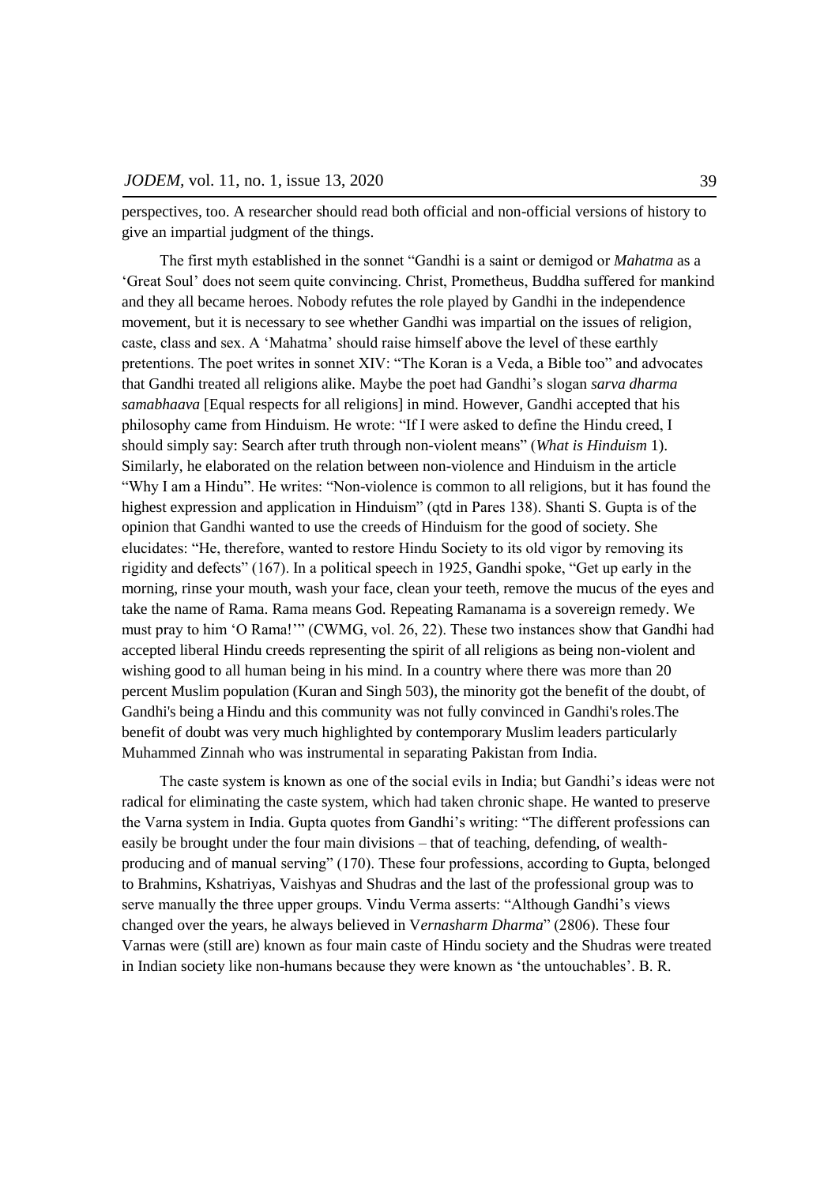perspectives, too. A researcher should read both official and non-official versions of history to give an impartial judgment of the things.

The first myth established in the sonnet "Gandhi is a saint or demigod or *Mahatma* as a 'Great Soul' does not seem quite convincing. Christ, Prometheus, Buddha suffered for mankind and they all became heroes. Nobody refutes the role played by Gandhi in the independence movement, but it is necessary to see whether Gandhi was impartial on the issues of religion, caste, class and sex. A 'Mahatma' should raise himself above the level of these earthly pretentions. The poet writes in sonnet XIV: "The Koran is a Veda, a Bible too" and advocates that Gandhi treated all religions alike. Maybe the poet had Gandhi's slogan *sarva dharma samabhaava* [Equal respects for all religions] in mind. However, Gandhi accepted that his philosophy came from Hinduism. He wrote: "If I were asked to define the Hindu creed, I should simply say: Search after truth through non-violent means" (*What is Hinduism* 1). Similarly, he elaborated on the relation between non-violence and Hinduism in the article "Why I am a Hindu". He writes: "Non-violence is common to all religions, but it has found the highest expression and application in Hinduism" (qtd in Pares 138). Shanti S. Gupta is of the opinion that Gandhi wanted to use the creeds of Hinduism for the good of society. She elucidates: "He, therefore, wanted to restore Hindu Society to its old vigor by removing its rigidity and defects" (167). In a political speech in 1925, Gandhi spoke, "Get up early in the morning, rinse your mouth, wash your face, clean your teeth, remove the mucus of the eyes and take the name of Rama. Rama means God. Repeating Ramanama is a sovereign remedy. We must pray to him 'O Rama!'" (CWMG, vol. 26, 22). These two instances show that Gandhi had accepted liberal Hindu creeds representing the spirit of all religions as being non-violent and wishing good to all human being in his mind. In a country where there was more than 20 percent Muslim population (Kuran and Singh 503), the minority got the benefit of the doubt, of Gandhi's being a Hindu and this community was not fully convinced in Gandhi's roles.The benefit of doubt was very much highlighted by contemporary Muslim leaders particularly Muhammed Zinnah who was instrumental in separating Pakistan from India.

The caste system is known as one of the social evils in India; but Gandhi's ideas were not radical for eliminating the caste system, which had taken chronic shape. He wanted to preserve the Varna system in India. Gupta quotes from Gandhi's writing: "The different professions can easily be brought under the four main divisions – that of teaching, defending, of wealth-producing and of manual serving" (170). These four professions, according to Gupta, belonged to Brahmins, Kshatriyas, Vaishyas and Shudras and the last of the professional group was to serve manually the three upper groups. Vindu Verma asserts: "Although Gandhi's views changed over the years, he always believed in V*ernasharm Dharma*" (2806). These four Varnas were (still are) known as four main caste of Hindu society and the Shudras were treated in Indian society like non-humans because they were known as 'the untouchables'. B. R.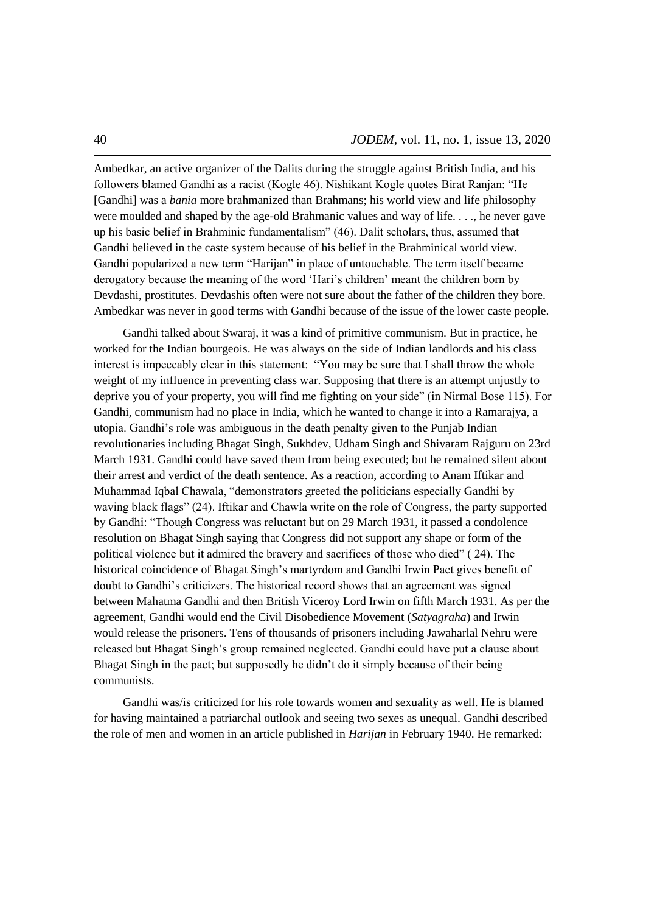Ambedkar, an active organizer of the Dalits during the struggle against British India, and his followers blamed Gandhi as a racist (Kogle 46). Nishikant Kogle quotes Birat Ranjan: "He [Gandhi] was a *bania* more brahmanized than Brahmans; his world view and life philosophy were moulded and shaped by the age-old Brahmanic values and way of life. . . ., he never gave up his basic belief in Brahminic fundamentalism" (46). Dalit scholars, thus, assumed that Gandhi believed in the caste system because of his belief in the Brahminical world view. Gandhi popularized a new term "Harijan" in place of untouchable. The term itself became derogatory because the meaning of the word 'Hari's children' meant the children born by Devdashi, prostitutes. Devdashis often were not sure about the father of the children they bore. Ambedkar was never in good terms with Gandhi because of the issue of the lower caste people.

Gandhi talked about Swaraj, it was a kind of primitive communism. But in practice, he worked for the Indian bourgeois. He was always on the side of Indian landlords and his class interest is impeccably clear in this statement: "You may be sure that I shall throw the whole weight of my influence in preventing class war. Supposing that there is an attempt unjustly to deprive you of your property, you will find me fighting on your side" (in Nirmal Bose 115). For Gandhi, communism had no place in India, which he wanted to change it into a Ramarajya, a utopia. Gandhi's role was ambiguous in the death penalty given to the Punjab Indian revolutionaries including Bhagat Singh, Sukhdev, Udham Singh and Shivaram Rajguru on 23rd March 1931. Gandhi could have saved them from being executed; but he remained silent about their arrest and verdict of the death sentence. As a reaction, according to Anam Iftikar and Muhammad Iqbal Chawala, "demonstrators greeted the politicians especially Gandhi by waving black flags" (24). Iftikar and Chawla write on the role of Congress, the party supported by Gandhi: "Though Congress was reluctant but on 29 March 1931, it passed a condolence resolution on Bhagat Singh saying that Congress did not support any shape or form of the political violence but it admired the bravery and sacrifices of those who died" ( 24). The historical coincidence of Bhagat Singh's martyrdom and Gandhi Irwin Pact gives benefit of doubt to Gandhi's criticizers. The historical record shows that an agreement was signed between Mahatma Gandhi and then British Viceroy Lord Irwin on fifth March 1931. As per the agreement, Gandhi would end the Civil Disobedience Movement (*Satyagraha*) and Irwin would release the prisoners. Tens of thousands of prisoners including Jawaharlal Nehru were released but Bhagat Singh's group remained neglected. Gandhi could have put a clause about Bhagat Singh in the pact; but supposedly he didn't do it simply because of their being communists.

Gandhi was/is criticized for his role towards women and sexuality as well. He is blamed for having maintained a patriarchal outlook and seeing two sexes as unequal. Gandhi described the role of men and women in an article published in *Harijan* in February 1940. He remarked: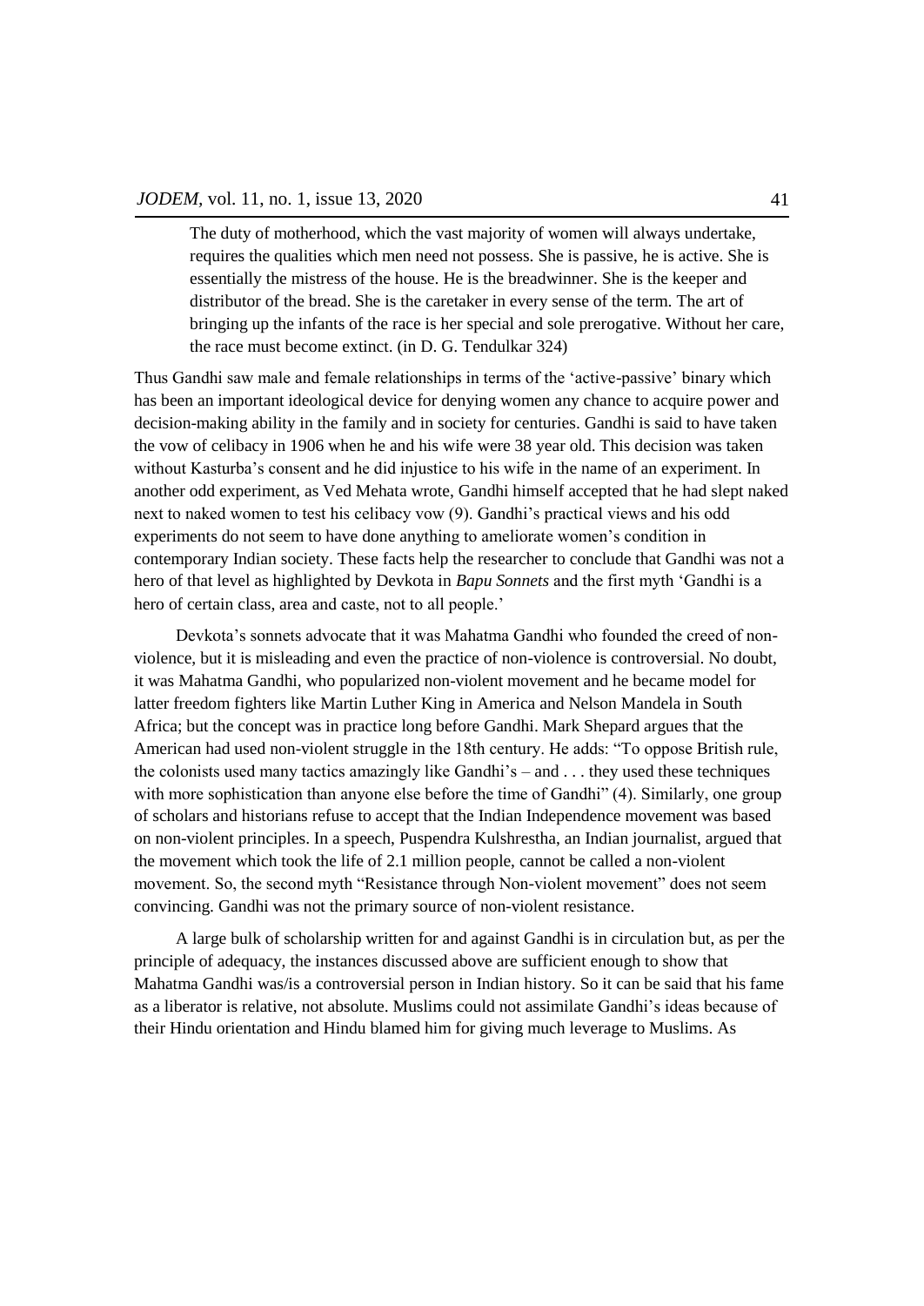> The duty of motherhood, which the vast majority of women will always undertake, requires the qualities which men need not possess. She is passive, he is active. She is essentially the mistress of the house. He is the breadwinner. She is the keeper and distributor of the bread. She is the caretaker in every sense of the term. The art of bringing up the infants of the race is her special and sole prerogative. Without her care, the race must become extinct. (in D. G. Tendulkar 324)

Thus Gandhi saw male and female relationships in terms of the 'active-passive' binary which has been an important ideological device for denying women any chance to acquire power and decision-making ability in the family and in society for centuries. Gandhi is said to have taken the vow of celibacy in 1906 when he and his wife were 38 year old. This decision was taken without Kasturba's consent and he did injustice to his wife in the name of an experiment. In another odd experiment, as Ved Mehata wrote, Gandhi himself accepted that he had slept naked next to naked women to test his celibacy vow (9). Gandhi's practical views and his odd experiments do not seem to have done anything to ameliorate women's condition in contemporary Indian society. These facts help the researcher to conclude that Gandhi was not a hero of that level as highlighted by Devkota in *Bapu Sonnets* and the first myth 'Gandhi is a hero of certain class, area and caste, not to all people.'

Devkota's sonnets advocate that it was Mahatma Gandhi who founded the creed of non-violence, but it is misleading and even the practice of non-violence is controversial. No doubt, it was Mahatma Gandhi, who popularized non-violent movement and he became model for latter freedom fighters like Martin Luther King in America and Nelson Mandela in South Africa; but the concept was in practice long before Gandhi. Mark Shepard argues that the American had used non-violent struggle in the 18th century. He adds: "To oppose British rule, the colonists used many tactics amazingly like Gandhi's – and . . . they used these techniques with more sophistication than anyone else before the time of Gandhi" (4). Similarly, one group of scholars and historians refuse to accept that the Indian Independence movement was based on non-violent principles. In a speech, Puspendra Kulshrestha, an Indian journalist, argued that the movement which took the life of 2.1 million people, cannot be called a non-violent movement. So, the second myth "Resistance through Non-violent movement" does not seem convincing. Gandhi was not the primary source of non-violent resistance.

A large bulk of scholarship written for and against Gandhi is in circulation but, as per the principle of adequacy, the instances discussed above are sufficient enough to show that Mahatma Gandhi was/is a controversial person in Indian history. So it can be said that his fame as a liberator is relative, not absolute. Muslims could not assimilate Gandhi's ideas because of their Hindu orientation and Hindu blamed him for giving much leverage to Muslims. As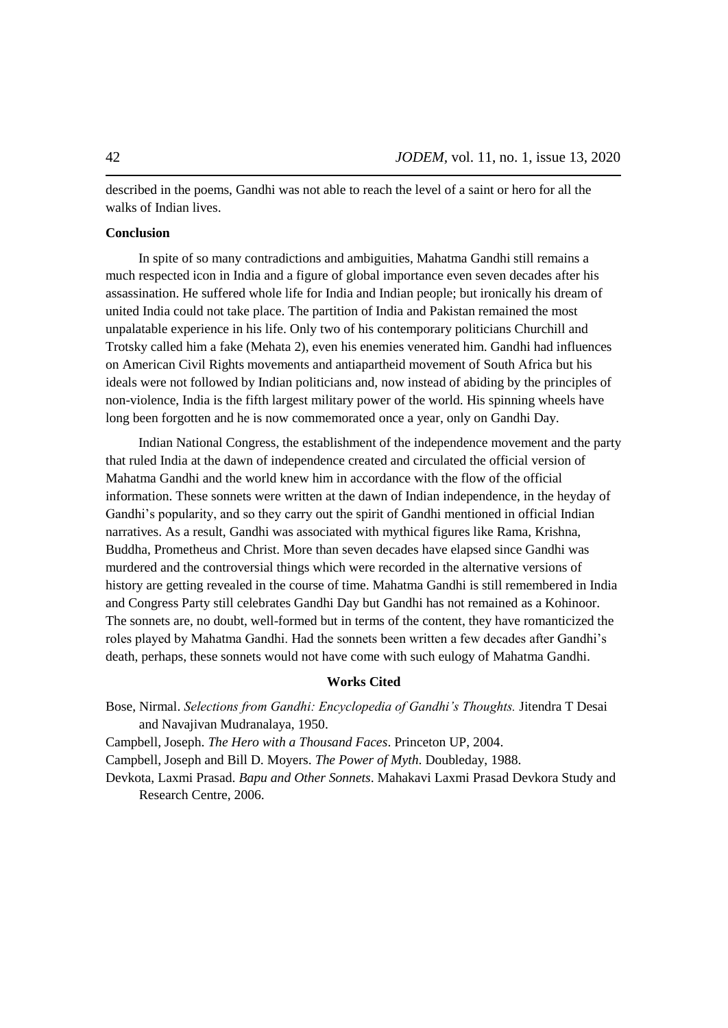described in the poems, Gandhi was not able to reach the level of a saint or hero for all the walks of Indian lives.

**Conclusion**

In spite of so many contradictions and ambiguities, Mahatma Gandhi still remains a much respected icon in India and a figure of global importance even seven decades after his assassination. He suffered whole life for India and Indian people; but ironically his dream of united India could not take place. The partition of India and Pakistan remained the most unpalatable experience in his life. Only two of his contemporary politicians Churchill and Trotsky called him a fake (Mehata 2), even his enemies venerated him. Gandhi had influences on American Civil Rights movements and antiapartheid movement of South Africa but his ideals were not followed by Indian politicians and, now instead of abiding by the principles of non-violence, India is the fifth largest military power of the world. His spinning wheels have long been forgotten and he is now commemorated once a year, only on Gandhi Day.

Indian National Congress, the establishment of the independence movement and the party that ruled India at the dawn of independence created and circulated the official version of Mahatma Gandhi and the world knew him in accordance with the flow of the official information. These sonnets were written at the dawn of Indian independence, in the heyday of Gandhi's popularity, and so they carry out the spirit of Gandhi mentioned in official Indian narratives. As a result, Gandhi was associated with mythical figures like Rama, Krishna, Buddha, Prometheus and Christ. More than seven decades have elapsed since Gandhi was murdered and the controversial things which were recorded in the alternative versions of history are getting revealed in the course of time. Mahatma Gandhi is still remembered in India and Congress Party still celebrates Gandhi Day but Gandhi has not remained as a Kohinoor. The sonnets are, no doubt, well-formed but in terms of the content, they have romanticized the roles played by Mahatma Gandhi. Had the sonnets been written a few decades after Gandhi's death, perhaps, these sonnets would not have come with such eulogy of Mahatma Gandhi.

**Works Cited**

Bose, Nirmal. *Selections from Gandhi: Encyclopedia of Gandhi's Thoughts.* Jitendra T Desai and Navajivan Mudranalaya, 1950.

Campbell, Joseph. *The Hero with a Thousand Faces*. Princeton UP, 2004.

Campbell, Joseph and Bill D. Moyers. *The Power of Myth*. Doubleday, 1988.

Devkota, Laxmi Prasad. *Bapu and Other Sonnets*. Mahakavi Laxmi Prasad Devkora Study and Research Centre, 2006.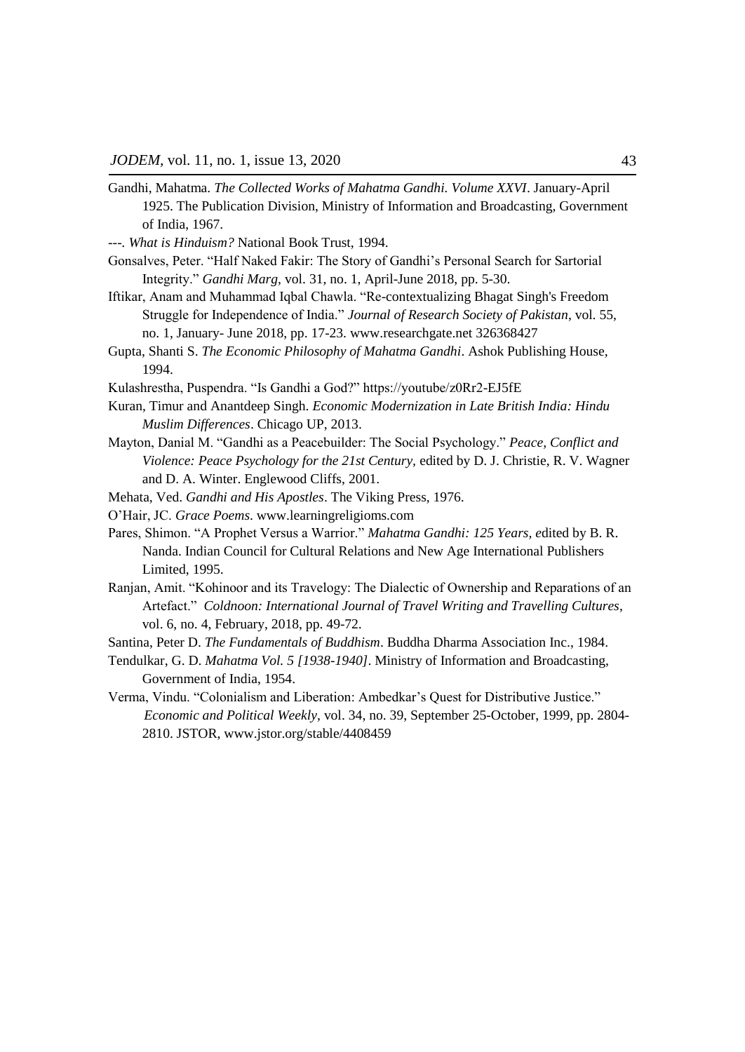Gandhi, Mahatma. *The Collected Works of Mahatma Gandhi. Volume XXVI*. January-April 1925. The Publication Division, Ministry of Information and Broadcasting, Government of India, 1967.

---. *What is Hinduism?* National Book Trust, 1994.

Gonsalves, Peter. "Half Naked Fakir: The Story of Gandhi's Personal Search for Sartorial Integrity." *Gandhi Marg*, vol. 31, no. 1, April-June 2018, pp. 5-30.

Iftikar, Anam and Muhammad Iqbal Chawla. "Re-contextualizing Bhagat Singh's Freedom Struggle for Independence of India." *Journal of Research Society of Pakistan*, vol. 55, no. 1, January- June 2018, pp. 17-23. www.researchgate.net 326368427

Gupta, Shanti S. *The Economic Philosophy of Mahatma Gandhi*. Ashok Publishing House, 1994.

Kulashrestha, Puspendra. "Is Gandhi a God?" https://youtube/z0Rr2-EJ5fE

Kuran, Timur and Anantdeep Singh. *Economic Modernization in Late British India: Hindu Muslim Differences*. Chicago UP, 2013.

Mayton, Danial M. "Gandhi as a Peacebuilder: The Social Psychology." *Peace, Conflict and Violence: Peace Psychology for the 21st Century*, edited by D. J. Christie, R. V. Wagner and D. A. Winter. Englewood Cliffs, 2001.

Mehata, Ved. *Gandhi and His Apostles*. The Viking Press, 1976.

O'Hair, JC. *Grace Poems*. www.learningreligioms.com

Pares, Shimon. "A Prophet Versus a Warrior." *Mahatma Gandhi: 125 Years, e*dited by B. R. Nanda. Indian Council for Cultural Relations and New Age International Publishers Limited, 1995.

Ranjan, Amit. "Kohinoor and its Travelogy: The Dialectic of Ownership and Reparations of an Artefact." *Coldnoon: International Journal of Travel Writing and Travelling Cultures*, vol. 6, no. 4, February, 2018, pp. 49-72.

Santina, Peter D. *The Fundamentals of Buddhism*. Buddha Dharma Association Inc., 1984.

Tendulkar, G. D. *Mahatma Vol. 5 [1938-1940]*. Ministry of Information and Broadcasting, Government of India, 1954.

Verma, Vindu. "Colonialism and Liberation: Ambedkar's Quest for Distributive Justice." *Economic and Political Weekly*, vol. 34, no. 39, September 25-October, 1999, pp. 2804-2810. JSTOR, www.jstor.org/stable/4408459